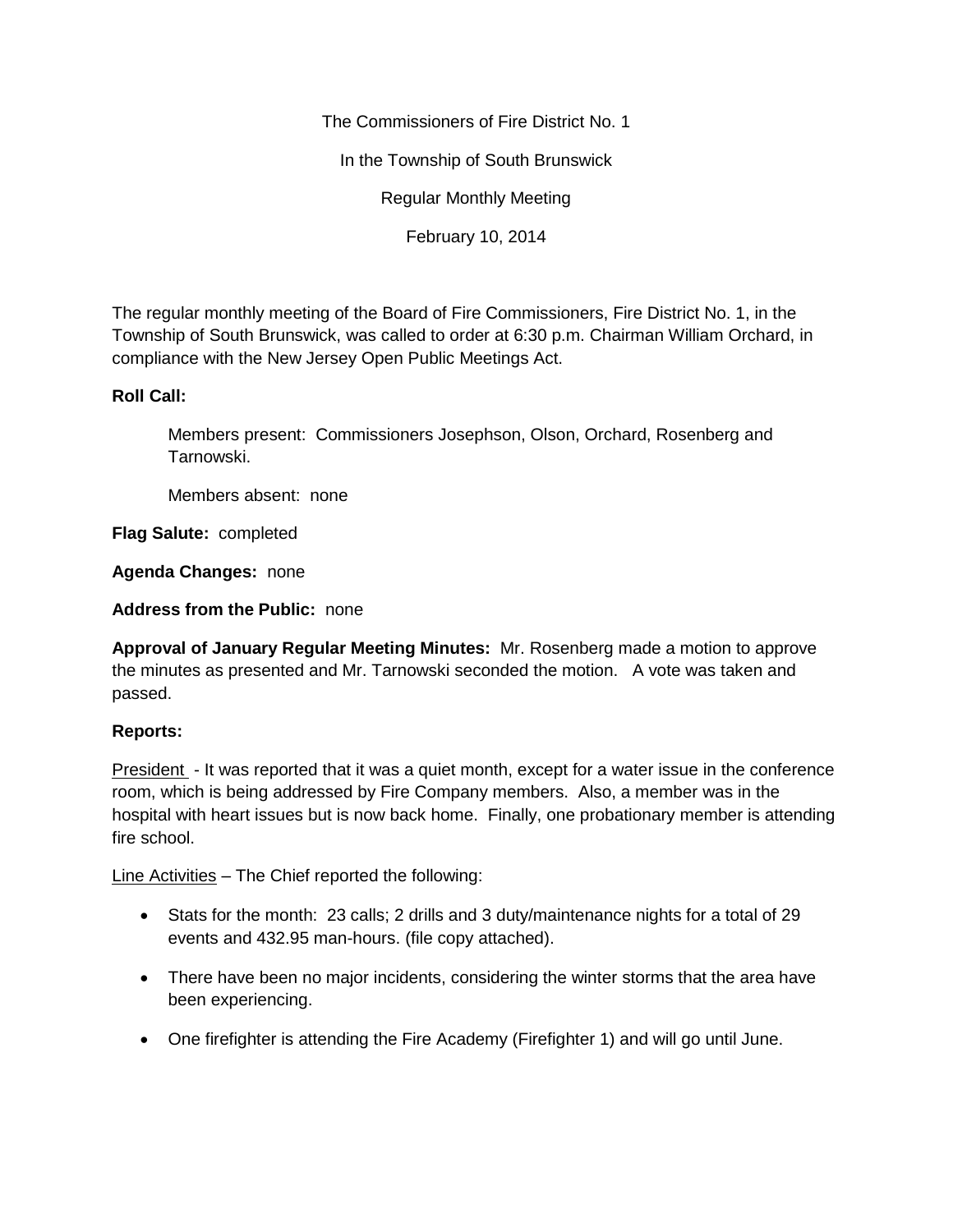The Commissioners of Fire District No. 1

In the Township of South Brunswick

Regular Monthly Meeting

February 10, 2014

The regular monthly meeting of the Board of Fire Commissioners, Fire District No. 1, in the Township of South Brunswick, was called to order at 6:30 p.m. Chairman William Orchard, in compliance with the New Jersey Open Public Meetings Act.

**Roll Call:**

Members present: Commissioners Josephson, Olson, Orchard, Rosenberg and Tarnowski.

Members absent: none

**Flag Salute:** completed

**Agenda Changes:** none

**Address from the Public:** none

**Approval of January Regular Meeting Minutes:** Mr. Rosenberg made a motion to approve the minutes as presented and Mr. Tarnowski seconded the motion. A vote was taken and passed.

**Reports:**

<u>President</u> - It was reported that it was a quiet month, except for a water issue in the conference room, which is being addressed by Fire Company members. Also, a member was in the hospital with heart issues but is now back home. Finally, one probationary member is attending fire school.

<u>Line Activities</u> – The Chief reported the following:

- Stats for the month: 23 calls; 2 drills and 3 duty/maintenance nights for a total of 29 events and 432.95 man-hours. (file copy attached).
- There have been no major incidents, considering the winter storms that the area have been experiencing.
- One firefighter is attending the Fire Academy (Firefighter 1) and will go until June.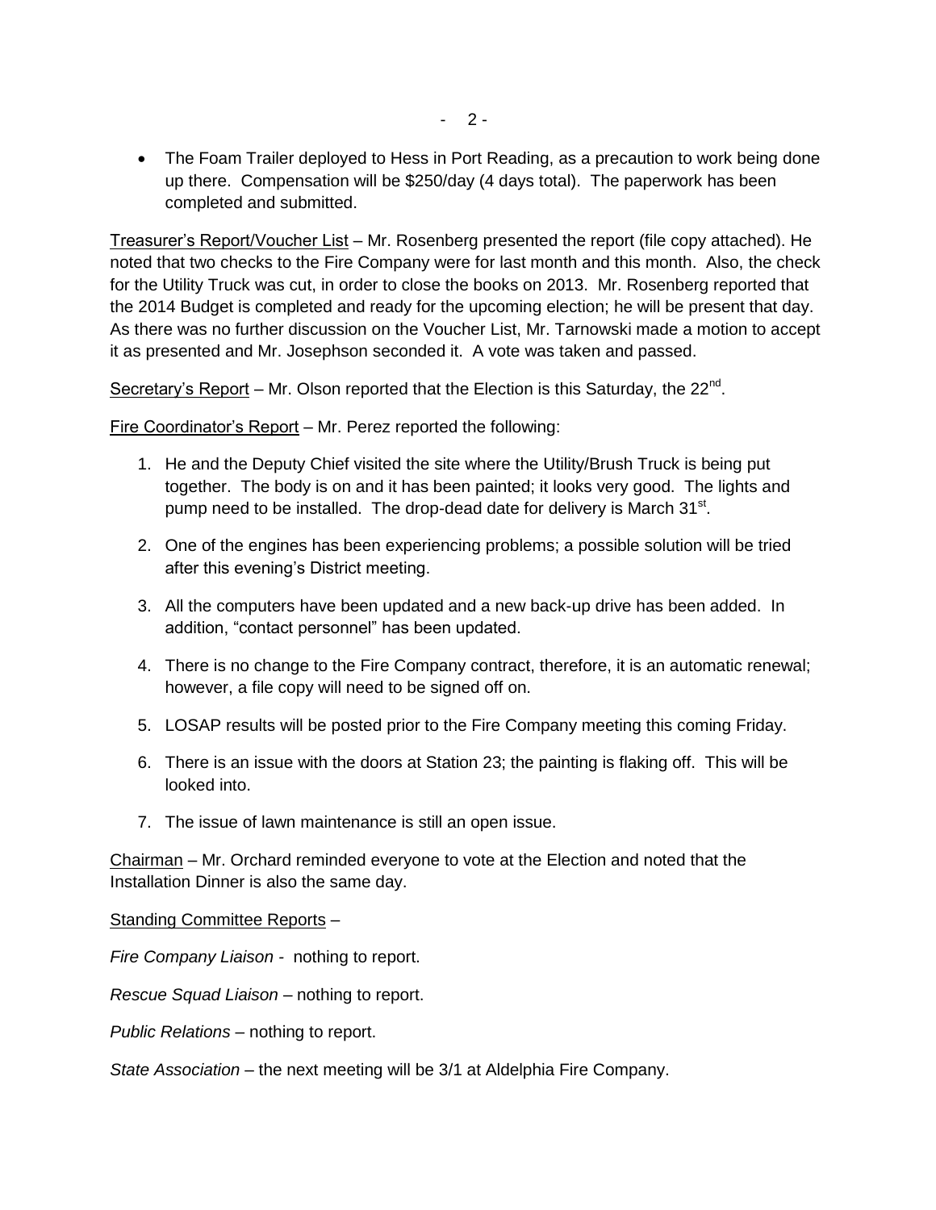- The Foam Trailer deployed to Hess in Port Reading, as a precaution to work being done up there. Compensation will be $250/day (4 days total). The paperwork has been completed and submitted.

<u>Treasurer's Report/Voucher List</u> – Mr. Rosenberg presented the report (file copy attached). He noted that two checks to the Fire Company were for last month and this month. Also, the check for the Utility Truck was cut, in order to close the books on 2013. Mr. Rosenberg reported that the 2014 Budget is completed and ready for the upcoming election; he will be present that day. As there was no further discussion on the Voucher List, Mr. Tarnowski made a motion to accept it as presented and Mr. Josephson seconded it. A vote was taken and passed.

<u>Secretary's Report</u> – Mr. Olson reported that the Election is this Saturday, the 22nd.

<u>Fire Coordinator's Report</u> – Mr. Perez reported the following:

1. He and the Deputy Chief visited the site where the Utility/Brush Truck is being put together. The body is on and it has been painted; it looks very good. The lights and pump need to be installed. The drop-dead date for delivery is March 31st.

2. One of the engines has been experiencing problems; a possible solution will be tried after this evening's District meeting.

3. All the computers have been updated and a new back-up drive has been added. In addition, "contact personnel" has been updated.

4. There is no change to the Fire Company contract, therefore, it is an automatic renewal; however, a file copy will need to be signed off on.

5. LOSAP results will be posted prior to the Fire Company meeting this coming Friday.

6. There is an issue with the doors at Station 23; the painting is flaking off. This will be looked into.

7. The issue of lawn maintenance is still an open issue.

<u>Chairman</u> – Mr. Orchard reminded everyone to vote at the Election and noted that the Installation Dinner is also the same day.

<u>Standing Committee Reports</u> –

*Fire Company Liaison* - nothing to report.

*Rescue Squad Liaison* – nothing to report.

*Public Relations* – nothing to report.

*State Association* – the next meeting will be 3/1 at Aldelphia Fire Company.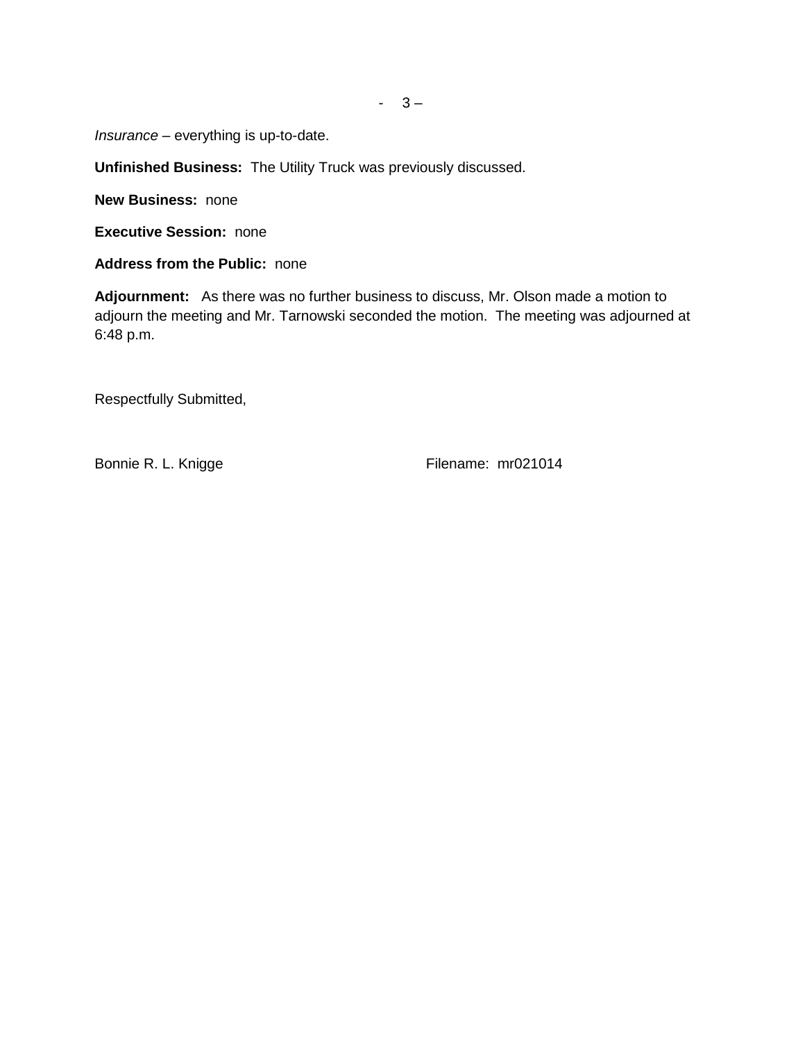*Insurance* – everything is up-to-date.

**Unfinished Business:** The Utility Truck was previously discussed.

**New Business:** none

**Executive Session:** none

**Address from the Public:** none

**Adjournment:** As there was no further business to discuss, Mr. Olson made a motion to adjourn the meeting and Mr. Tarnowski seconded the motion. The meeting was adjourned at 6:48 p.m.

Respectfully Submitted,

Bonnie R. L. Knigge

Filename: mr021014